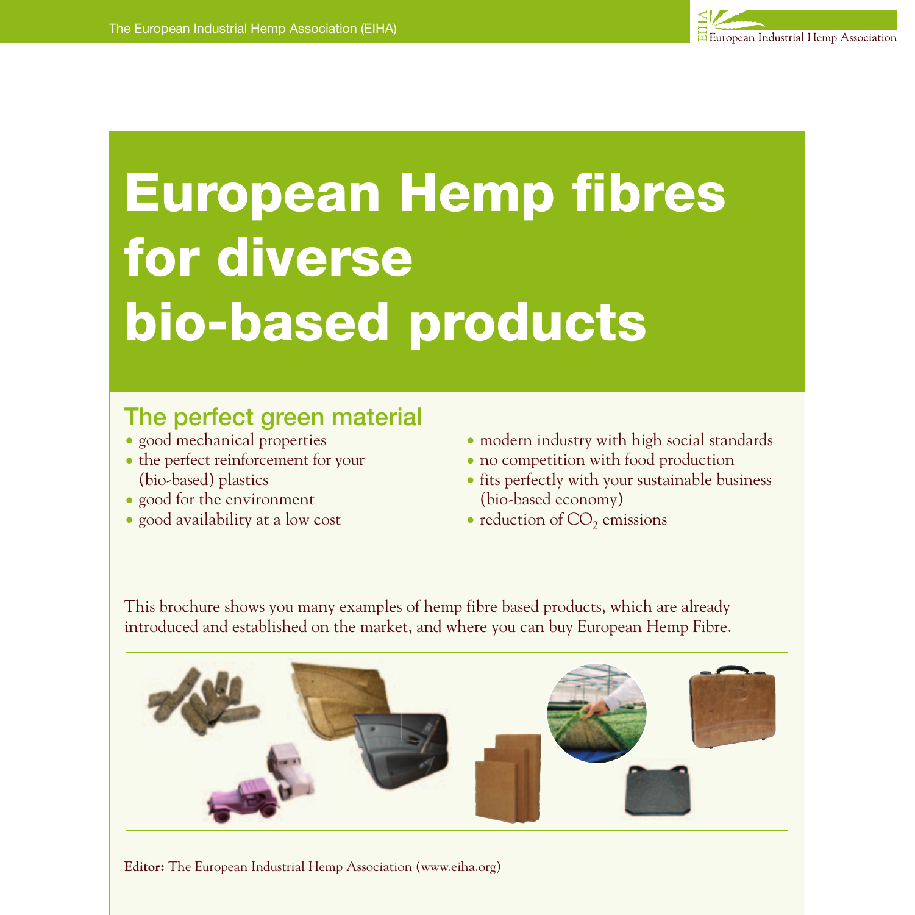# European Hemp fibres for diverse bio-based products

## The perfect green material

- good mechanical properties
- the perfect reinforcement for your (bio-based) plastics
- good for the environment
- good availability at a low cost
- modern industry with high social standards
- no competition with food production
- fits perfectly with your sustainable business (bio-based economy)
- reduction of $CO_2$ emissions

This brochure shows you many examples of hemp fibre based products, which are already introduced and established on the market, and where you can buy European Hemp Fibre.

**Editor:** The European Industrial Hemp Association (www.eiha.org)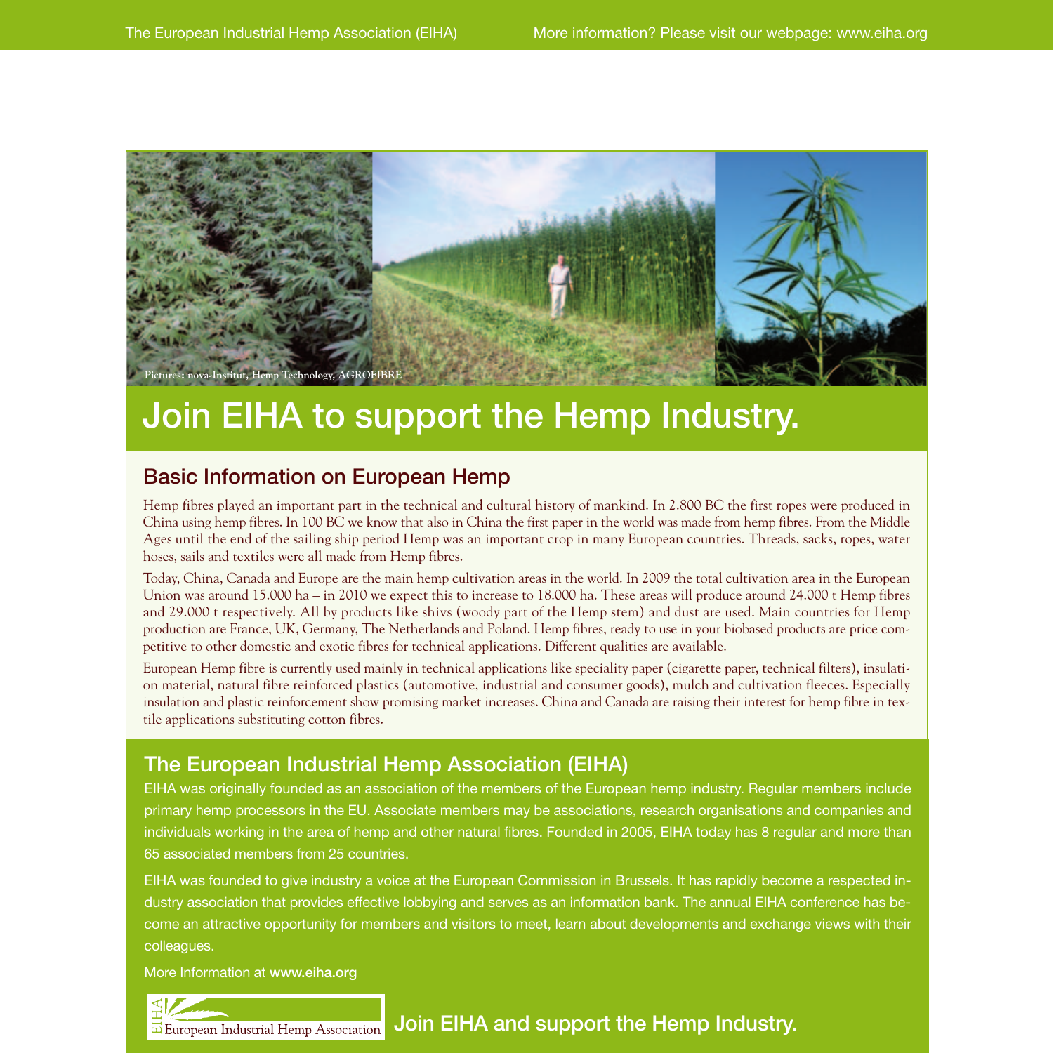Pictures: nova-Institut, Hemp Technology, AGROFIBRE

# Join EIHA to support the Hemp Industry.

## Basic Information on European Hemp

Hemp fibres played an important part in the technical and cultural history of mankind. In 2.800 BC the first ropes were produced in China using hemp fibres. In 100 BC we know that also in China the first paper in the world was made from hemp fibres. From the Middle Ages until the end of the sailing ship period Hemp was an important crop in many European countries. Threads, sacks, ropes, water hoses, sails and textiles were all made from Hemp fibres.

Today, China, Canada and Europe are the main hemp cultivation areas in the world. In 2009 the total cultivation area in the European Union was around 15.000 ha – in 2010 we expect this to increase to 18.000 ha. These areas will produce around 24.000 t Hemp fibres and 29.000 t respectively. All by products like shivs (woody part of the Hemp stem) and dust are used. Main countries for Hemp production are France, UK, Germany, The Netherlands and Poland. Hemp fibres, ready to use in your biobased products are price competitive to other domestic and exotic fibres for technical applications. Different qualities are available.

European Hemp fibre is currently used mainly in technical applications like speciality paper (cigarette paper, technical filters), insulation material, natural fibre reinforced plastics (automotive, industrial and consumer goods), mulch and cultivation fleeces. Especially insulation and plastic reinforcement show promising market increases. China and Canada are raising their interest for hemp fibre in textile applications substituting cotton fibres.

## The European Industrial Hemp Association (EIHA)

EIHA was originally founded as an association of the members of the European hemp industry. Regular members include primary hemp processors in the EU. Associate members may be associations, research organisations and companies and individuals working in the area of hemp and other natural fibres. Founded in 2005, EIHA today has 8 regular and more than 65 associated members from 25 countries.

EIHA was founded to give industry a voice at the European Commission in Brussels. It has rapidly become a respected industry association that provides effective lobbying and serves as an information bank. The annual EIHA conference has become an attractive opportunity for members and visitors to meet, learn about developments and exchange views with their colleagues.

More Information at **www.eiha.org**

EIHA European Industrial Hemp Association

**Join EIHA and support the Hemp Industry.**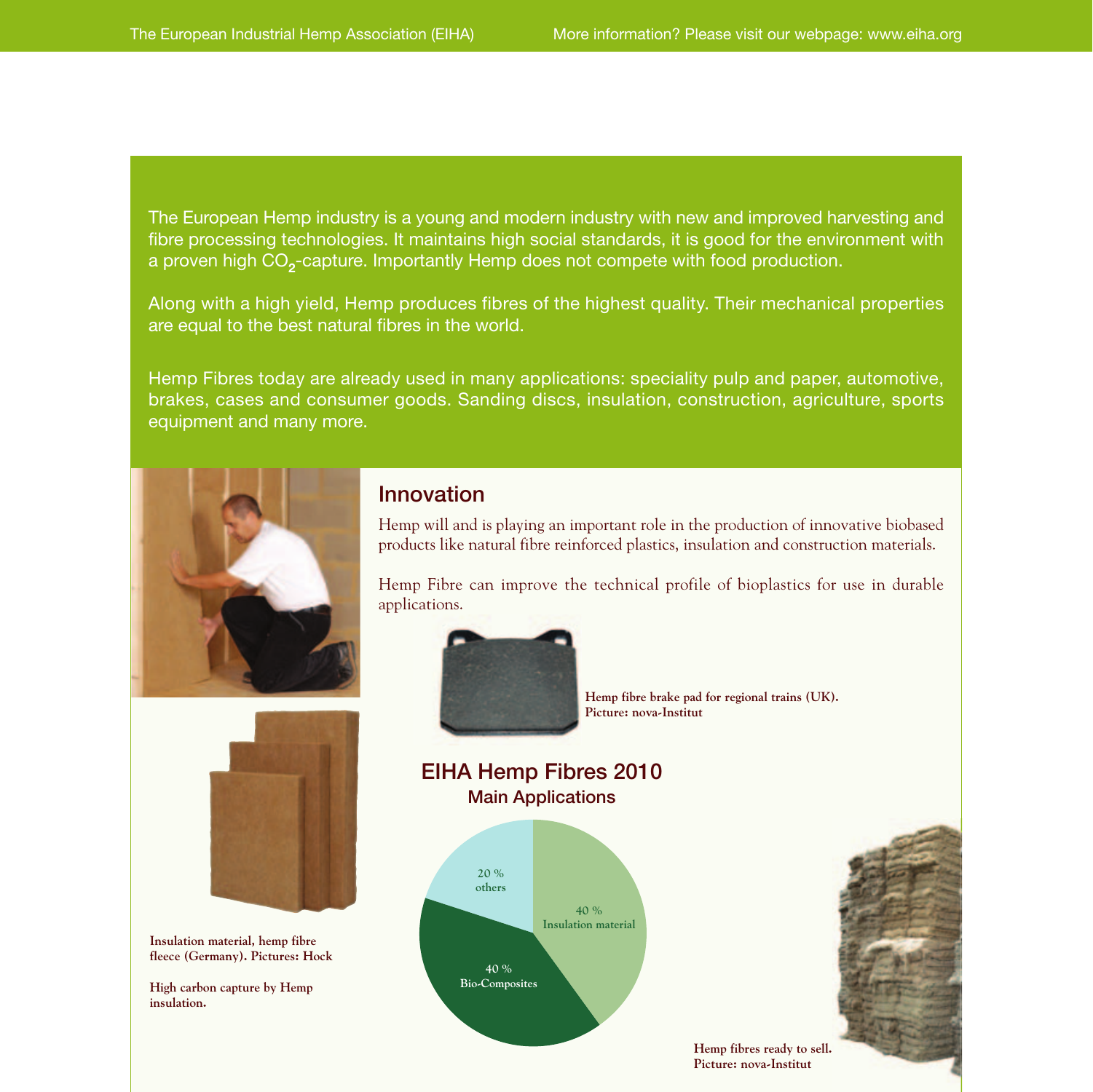The European Hemp industry is a young and modern industry with new and improved harvesting and fibre processing technologies. It maintains high social standards, it is good for the environment with a proven high $CO_2$-capture. Importantly Hemp does not compete with food production.

Along with a high yield, Hemp produces fibres of the highest quality. Their mechanical properties are equal to the best natural fibres in the world.

Hemp Fibres today are already used in many applications: speciality pulp and paper, automotive, brakes, cases and consumer goods. Sanding discs, insulation, construction, agriculture, sports equipment and many more.

## Innovation

Hemp will and is playing an important role in the production of innovative biobased products like natural fibre reinforced plastics, insulation and construction materials.

Hemp Fibre can improve the technical profile of bioplastics for use in durable applications.

**Hemp fibre brake pad for regional trains (UK). Picture: nova-Institut**

**Insulation material, hemp fibre fleece (Germany). Pictures: Hock**

**High carbon capture by Hemp insulation.**

## EIHA Hemp Fibres 2010

### Main Applications

| Application | Share |
|---|---|
| Insulation material | 40 % |
| Bio-Composites | 40 % |
| others | 20 % |

**Hemp fibres ready to sell. Picture: nova-Institut**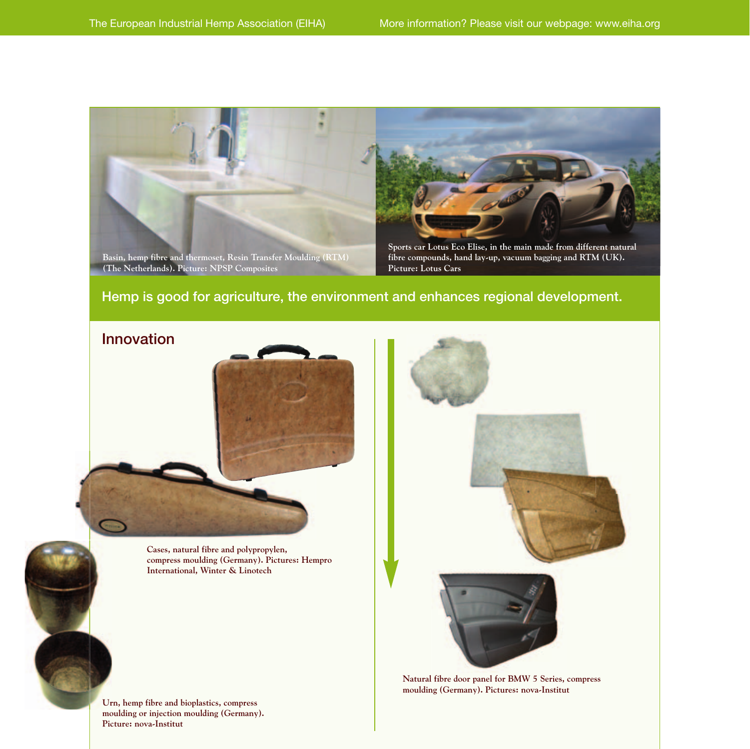Basin, hemp fibre and thermoset, Resin Transfer Moulding (RTM) (The Netherlands). Picture: NPSP Composites

Sports car Lotus Eco Elise, in the main made from different natural fibre compounds, hand lay-up, vacuum bagging and RTM (UK). Picture: Lotus Cars

**Hemp is good for agriculture, the environment and enhances regional development.**

## Innovation

Cases, natural fibre and polypropylen, compress moulding (Germany). Pictures: Hempro International, Winter & Linotech

Urn, hemp fibre and bioplastics, compress moulding or injection moulding (Germany). Picture: nova-Institut

Natural fibre door panel for BMW 5 Series, compress moulding (Germany). Pictures: nova-Institut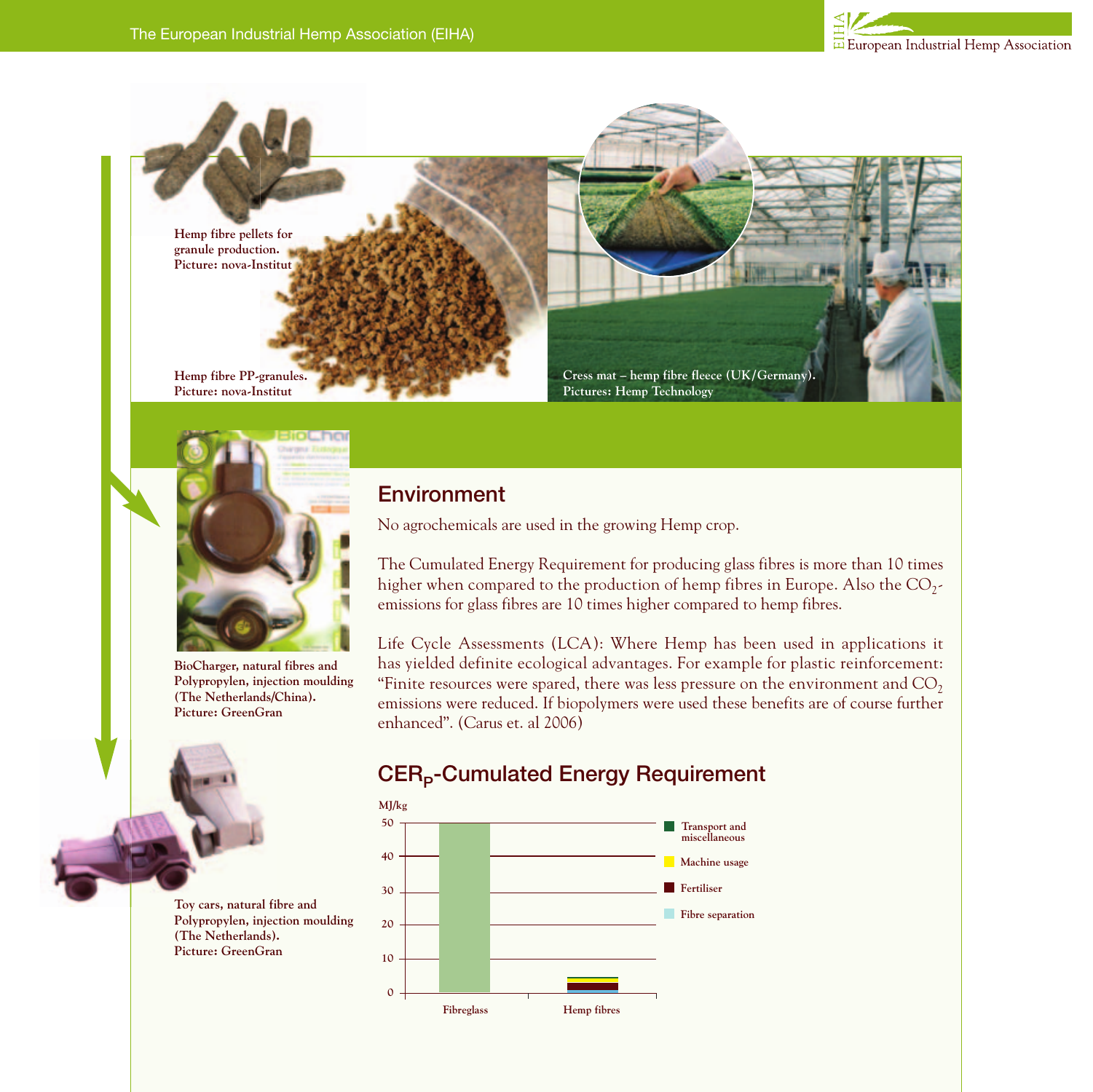Hemp fibre pellets for granule production. Picture: nova-Institut

Hemp fibre PP-granules. Picture: nova-Institut

Cress mat – hemp fibre fleece (UK/Germany). Pictures: Hemp Technology

BioCharger, natural fibres and Polypropylen, injection moulding (The Netherlands/China). Picture: GreenGran

Toy cars, natural fibre and Polypropylen, injection moulding (The Netherlands). Picture: GreenGran

## Environment

No agrochemicals are used in the growing Hemp crop.

The Cumulated Energy Requirement for producing glass fibres is more than 10 times higher when compared to the production of hemp fibres in Europe. Also the $CO_2$-emissions for glass fibres are 10 times higher compared to hemp fibres.

Life Cycle Assessments (LCA): Where Hemp has been used in applications it has yielded definite ecological advantages. For example for plastic reinforcement: "Finite resources were spared, there was less pressure on the environment and $CO_2$ emissions were reduced. If biopolymers were used these benefits are of course further enhanced". (Carus et. al 2006)

## $CER_P$-Cumulated Energy Requirement

MJ/kg

50, 40, 30, 20, 10, 0

Fibreglass

Hemp fibres

- Transport and miscellaneous
- Machine usage
- Fertiliser
- Fibre separation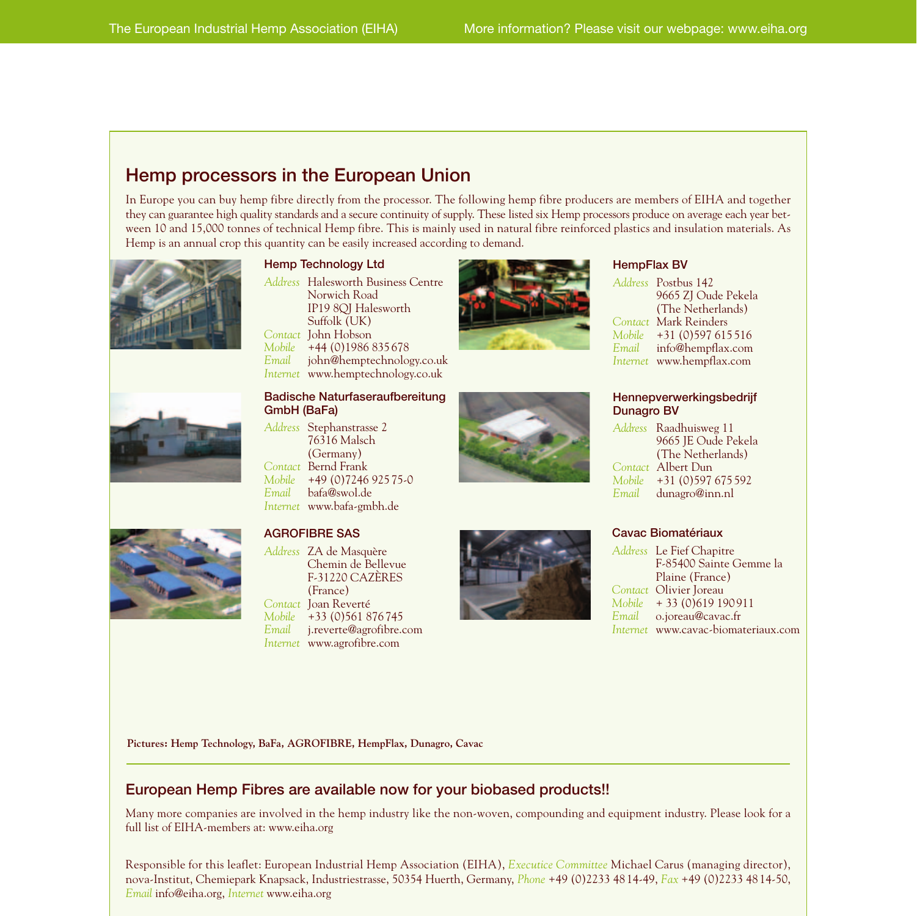## Hemp processors in the European Union

In Europe you can buy hemp fibre directly from the processor. The following hemp fibre producers are members of EIHA and together they can guarantee high quality standards and a secure continuity of supply. These listed six Hemp processors produce on average each year between 10 and 15,000 tonnes of technical Hemp fibre. This is mainly used in natural fibre reinforced plastics and insulation materials. As Hemp is an annual crop this quantity can be easily increased according to demand.

### Hemp Technology Ltd

*Address* Halesworth Business Centre
Norwich Road
IP19 8QJ Halesworth
Suffolk (UK)
*Contact* John Hobson
*Mobile* +44 (0)1986 835 678
*Email* john@hemptechnology.co.uk
*Internet* www.hemptechnology.co.uk

### Badische Naturfaseraufbereitung GmbH (BaFa)

*Address* Stephanstrasse 2
76316 Malsch
(Germany)
*Contact* Bernd Frank
*Mobile* +49 (0)7246 925 75-0
*Email* bafa@swol.de
*Internet* www.bafa-gmbh.de

### AGROFIBRE SAS

*Address* ZA de Masquère
Chemin de Bellevue
F-31220 CAZÈRES
(France)
*Contact* Joan Reverté
*Mobile* +33 (0)561 876 745
*Email* j.reverte@agrofibre.com
*Internet* www.agrofibre.com

### HempFlax BV

*Address* Postbus 142
9665 ZJ Oude Pekela
(The Netherlands)
*Contact* Mark Reinders
*Mobile* +31 (0)597 615 516
*Email* info@hempflax.com
*Internet* www.hempflax.com

### Hennepverwerkingsbedrijf Dunagro BV

*Address* Raadhuisweg 11
9665 JE Oude Pekela
(The Netherlands)
*Contact* Albert Dun
*Mobile* +31 (0)597 675 592
*Email* dunagro@inn.nl

### Cavac Biomatériaux

*Address* Le Fief Chapitre
F-85400 Sainte Gemme la Plaine (France)
*Contact* Olivier Joreau
*Mobile* + 33 (0)619 190 911
*Email* o.joreau@cavac.fr
*Internet* www.cavac-biomateriaux.com

**Pictures: Hemp Technology, BaFa, AGROFIBRE, HempFlax, Dunagro, Cavac**

## European Hemp Fibres are available now for your biobased products!!

Many more companies are involved in the hemp industry like the non-woven, compounding and equipment industry. Please look for a full list of EIHA-members at: www.eiha.org

Responsible for this leaflet: European Industrial Hemp Association (EIHA), *Executice Committee* Michael Carus (managing director), nova-Institut, Chemiepark Knapsack, Industriestrasse, 50354 Huerth, Germany, *Phone* +49 (0)2233 48 14-49, *Fax* +49 (0)2233 48 14-50, *Email* info@eiha.org, *Internet* www.eiha.org